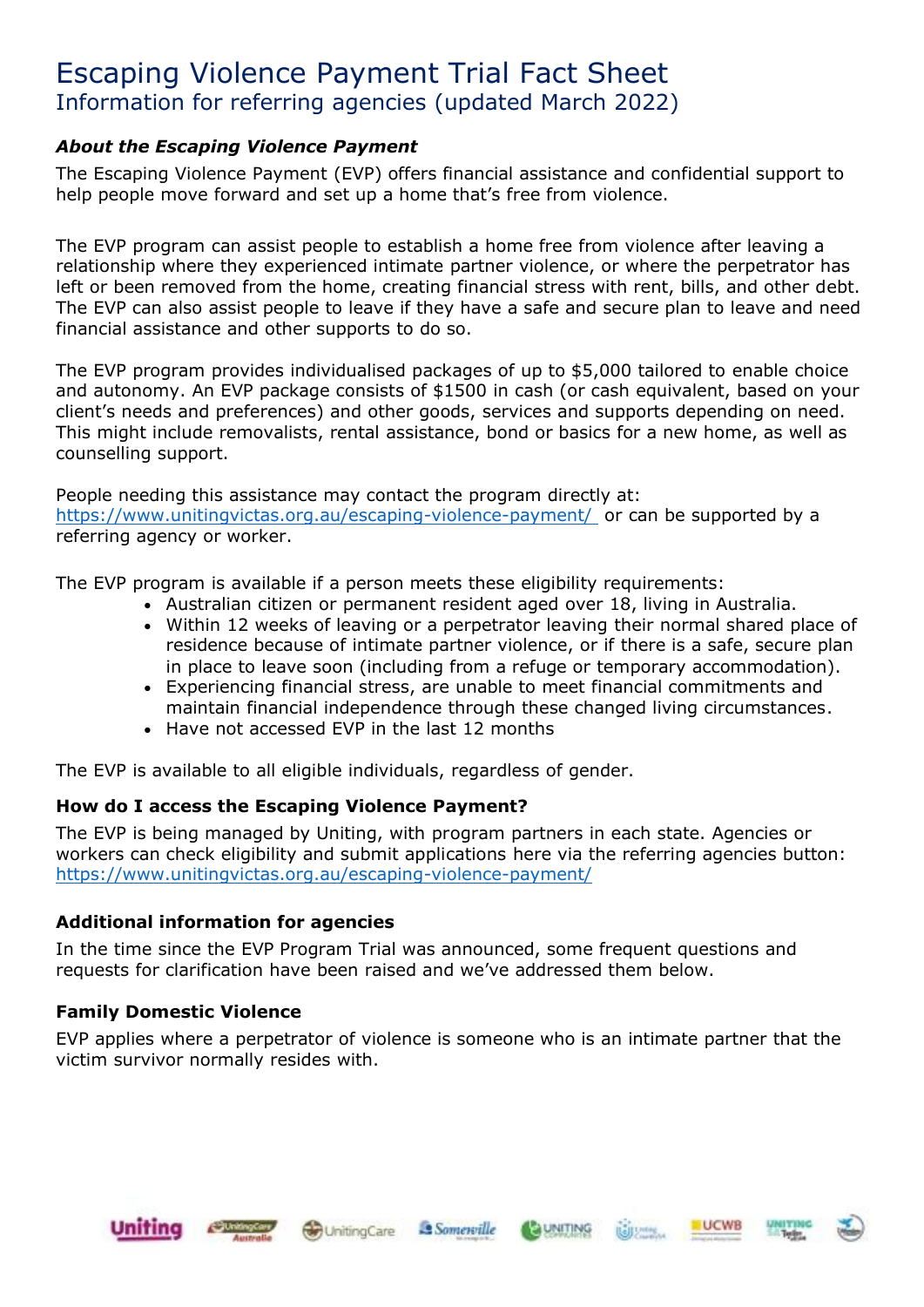# Escaping Violence Payment Trial Fact Sheet

## Information for referring agencies (updated March 2022)

### *About the Escaping Violence Payment*

The Escaping Violence Payment (EVP) offers financial assistance and confidential support to help people move forward and set up a home that's free from violence.

The EVP program can assist people to establish a home free from violence after leaving a relationship where they experienced intimate partner violence, or where the perpetrator has left or been removed from the home, creating financial stress with rent, bills, and other debt. The EVP can also assist people to leave if they have a safe and secure plan to leave and need financial assistance and other supports to do so.

The EVP program provides individualised packages of up to $5,000 tailored to enable choice and autonomy. An EVP package consists of $1500 in cash (or cash equivalent, based on your client's needs and preferences) and other goods, services and supports depending on need. This might include removalists, rental assistance, bond or basics for a new home, as well as counselling support.

People needing this assistance may contact the program directly at: https://www.unitingvictas.org.au/escaping-violence-payment/ or can be supported by a referring agency or worker.

The EVP program is available if a person meets these eligibility requirements:

- Australian citizen or permanent resident aged over 18, living in Australia.
- Within 12 weeks of leaving or a perpetrator leaving their normal shared place of residence because of intimate partner violence, or if there is a safe, secure plan in place to leave soon (including from a refuge or temporary accommodation).
- Experiencing financial stress, are unable to meet financial commitments and maintain financial independence through these changed living circumstances.
- Have not accessed EVP in the last 12 months

The EVP is available to all eligible individuals, regardless of gender.

### How do I access the Escaping Violence Payment?

The EVP is being managed by Uniting, with program partners in each state. Agencies or workers can check eligibility and submit applications here via the referring agencies button: https://www.unitingvictas.org.au/escaping-violence-payment/

### Additional information for agencies

In the time since the EVP Program Trial was announced, some frequent questions and requests for clarification have been raised and we've addressed them below.

### Family Domestic Violence

EVP applies where a perpetrator of violence is someone who is an intimate partner that the victim survivor normally resides with.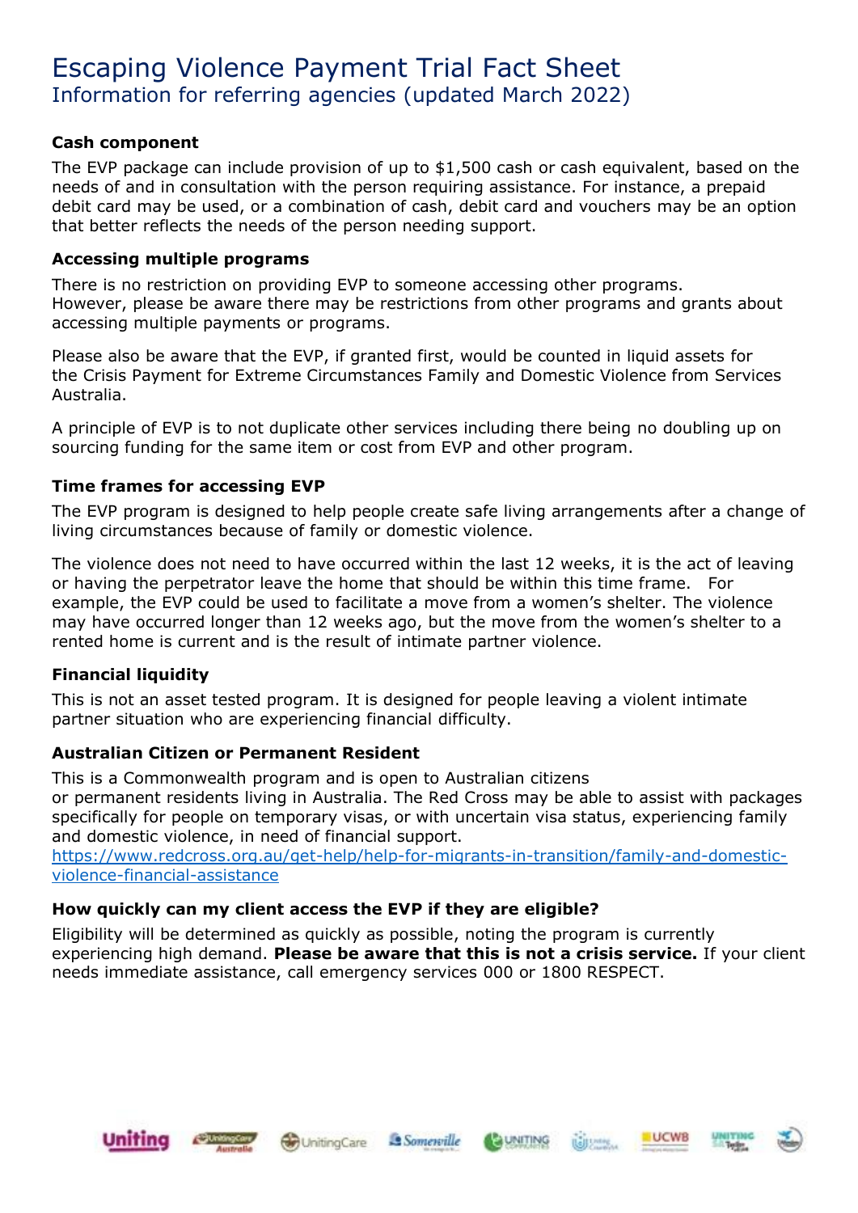# Escaping Violence Payment Trial Fact Sheet

## Information for referring agencies (updated March 2022)

**Cash component**

The EVP package can include provision of up to $1,500 cash or cash equivalent, based on the needs of and in consultation with the person requiring assistance. For instance, a prepaid debit card may be used, or a combination of cash, debit card and vouchers may be an option that better reflects the needs of the person needing support.

**Accessing multiple programs**

There is no restriction on providing EVP to someone accessing other programs. However, please be aware there may be restrictions from other programs and grants about accessing multiple payments or programs.

Please also be aware that the EVP, if granted first, would be counted in liquid assets for the Crisis Payment for Extreme Circumstances Family and Domestic Violence from Services Australia.

A principle of EVP is to not duplicate other services including there being no doubling up on sourcing funding for the same item or cost from EVP and other program.

**Time frames for accessing EVP**

The EVP program is designed to help people create safe living arrangements after a change of living circumstances because of family or domestic violence.

The violence does not need to have occurred within the last 12 weeks, it is the act of leaving or having the perpetrator leave the home that should be within this time frame. For example, the EVP could be used to facilitate a move from a women's shelter. The violence may have occurred longer than 12 weeks ago, but the move from the women's shelter to a rented home is current and is the result of intimate partner violence.

**Financial liquidity**

This is not an asset tested program. It is designed for people leaving a violent intimate partner situation who are experiencing financial difficulty.

**Australian Citizen or Permanent Resident**

This is a Commonwealth program and is open to Australian citizens or permanent residents living in Australia. The Red Cross may be able to assist with packages specifically for people on temporary visas, or with uncertain visa status, experiencing family and domestic violence, in need of financial support.
https://www.redcross.org.au/get-help/help-for-migrants-in-transition/family-and-domestic-violence-financial-assistance

**How quickly can my client access the EVP if they are eligible?**

Eligibility will be determined as quickly as possible, noting the program is currently experiencing high demand. **Please be aware that this is not a crisis service.** If your client needs immediate assistance, call emergency services 000 or 1800 RESPECT.